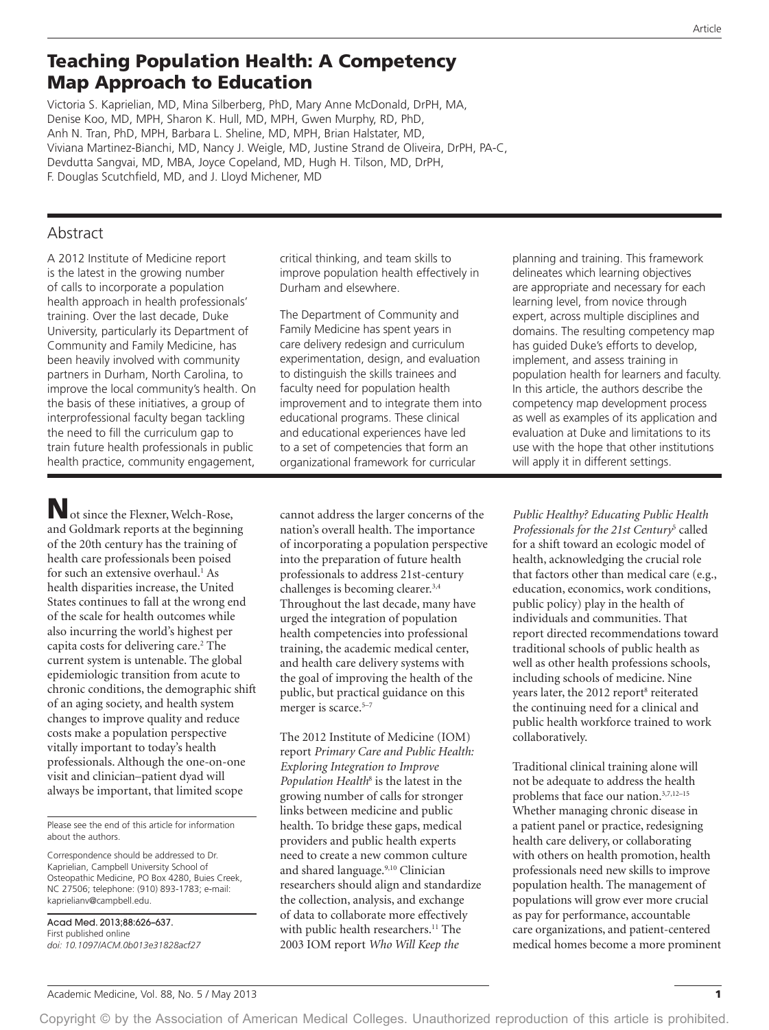# Teaching Population Health: A Competency Map Approach to Education

Victoria S. Kaprielian, MD, Mina Silberberg, PhD, Mary Anne McDonald, DrPH, MA, Denise Koo, MD, MPH, Sharon K. Hull, MD, MPH, Gwen Murphy, RD, PhD, Anh N. Tran, PhD, MPH, Barbara L. Sheline, MD, MPH, Brian Halstater, MD, Viviana Martinez-Bianchi, MD, Nancy J. Weigle, MD, Justine Strand de Oliveira, DrPH, PA-C, Devdutta Sangvai, MD, MBA, Joyce Copeland, MD, Hugh H. Tilson, MD, DrPH, F. Douglas Scutchfield, MD, and J. Lloyd Michener, MD

## Abstract

A 2012 Institute of Medicine report is the latest in the growing number of calls to incorporate a population health approach in health professionals' training. Over the last decade, Duke University, particularly its Department of Community and Family Medicine, has been heavily involved with community partners in Durham, North Carolina, to improve the local community's health. On the basis of these initiatives, a group of interprofessional faculty began tackling the need to fill the curriculum gap to train future health professionals in public health practice, community engagement, critical thinking, and team skills to improve population health effectively in Durham and elsewhere.

The Department of Community and Family Medicine has spent years in care delivery redesign and curriculum experimentation, design, and evaluation to distinguish the skills trainees and faculty need for population health improvement and to integrate them into educational programs. These clinical and educational experiences have led to a set of competencies that form an organizational framework for curricular planning and training. This framework delineates which learning objectives are appropriate and necessary for each learning level, from novice through expert, across multiple disciplines and domains. The resulting competency map has guided Duke's efforts to develop, implement, and assess training in population health for learners and faculty. In this article, the authors describe the competency map development process as well as examples of its application and evaluation at Duke and limitations to its use with the hope that other institutions will apply it in different settings.

Not since the Flexner, Welch-Rose, and Goldmark reports at the beginning of the 20th century has the training of health care professionals been poised for such an extensive overhaul.[1] As health disparities increase, the United States continues to fall at the wrong end of the scale for health outcomes while also incurring the world's highest per capita costs for delivering care.[2] The current system is untenable. The global epidemiologic transition from acute to chronic conditions, the demographic shift of an aging society, and health system changes to improve quality and reduce costs make a population perspective vitally important to today's health professionals. Although the one-on-one visit and clinician–patient dyad will always be important, that limited scope cannot address the larger concerns of the nation's overall health. The importance of incorporating a population perspective into the preparation of future health professionals to address 21st-century challenges is becoming clearer.[3,4] Throughout the last decade, many have urged the integration of population health competencies into professional training, the academic medical center, and health care delivery systems with the goal of improving the health of the public, but practical guidance on this merger is scarce.[5–7]

The 2012 Institute of Medicine (IOM) report *Primary Care and Public Health: Exploring Integration to Improve Population Health*[8] is the latest in the growing number of calls for stronger links between medicine and public health. To bridge these gaps, medical providers and public health experts need to create a new common culture and shared language.[9,10] Clinician researchers should align and standardize the collection, analysis, and exchange of data to collaborate more effectively with public health researchers.[11] The 2003 IOM report *Who Will Keep the Public Healthy? Educating Public Health Professionals for the 21st Century*[5] called for a shift toward an ecologic model of health, acknowledging the crucial role that factors other than medical care (e.g., education, economics, work conditions, public policy) play in the health of individuals and communities. That report directed recommendations toward traditional schools of public health as well as other health professions schools, including schools of medicine. Nine years later, the 2012 report[8] reiterated the continuing need for a clinical and public health workforce trained to work collaboratively.

Traditional clinical training alone will not be adequate to address the health problems that face our nation.[3,7,12–15] Whether managing chronic disease in a patient panel or practice, redesigning health care delivery, or collaborating with others on health promotion, health professionals need new skills to improve population health. The management of populations will grow ever more crucial as pay for performance, accountable care organizations, and patient-centered medical homes become a more prominent

Please see the end of this article for information about the authors.

Correspondence should be addressed to Dr. Kaprielian, Campbell University School of Osteopathic Medicine, PO Box 4280, Buies Creek, NC 27506; telephone: (910) 893-1783; e-mail: kaprielianv@campbell.edu.

Acad Med. 2013;88:626–637.
First published online
*doi: 10.1097/ACM.0b013e31828acf27*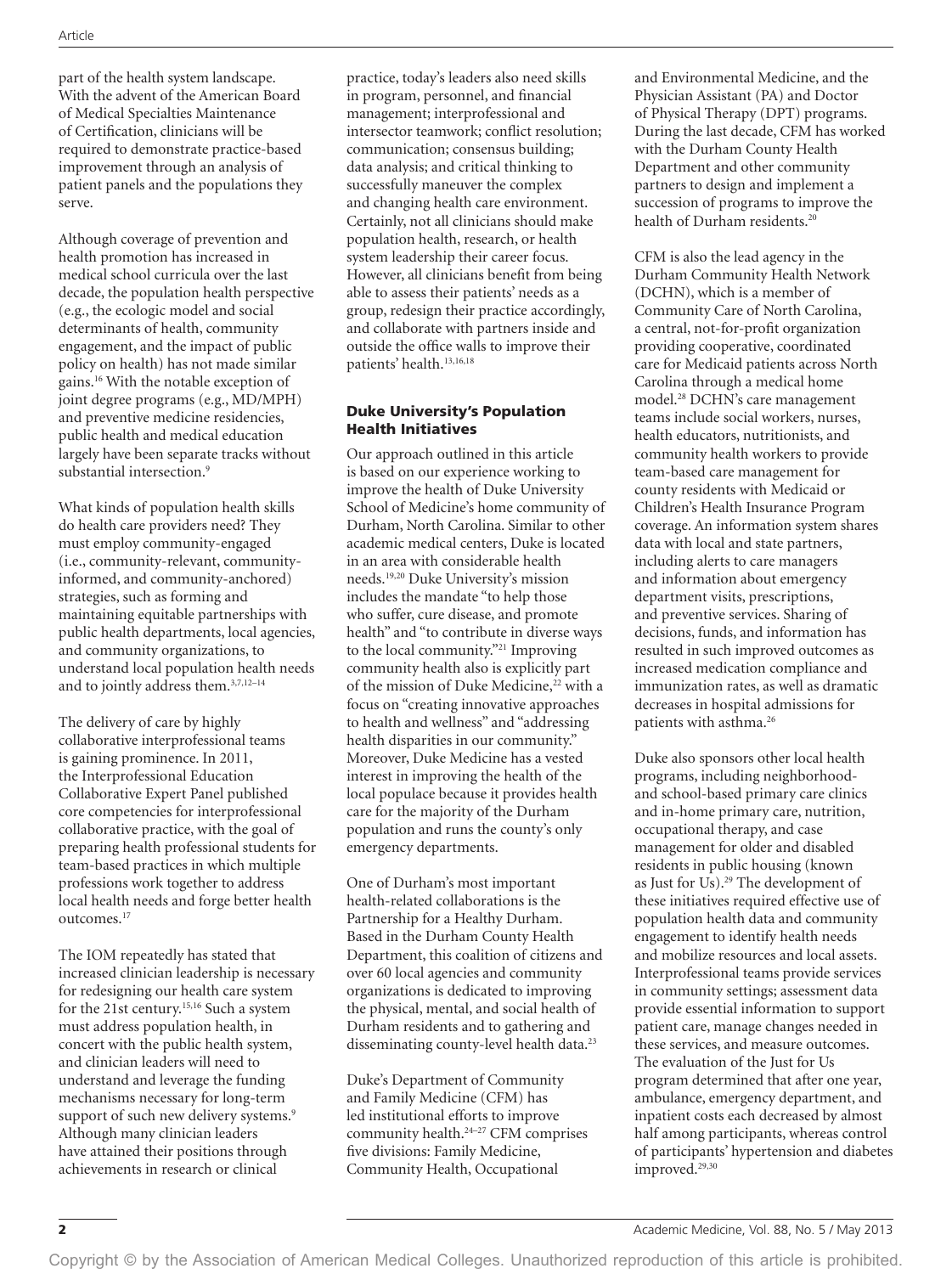part of the health system landscape. With the advent of the American Board of Medical Specialties Maintenance of Certification, clinicians will be required to demonstrate practice-based improvement through an analysis of patient panels and the populations they serve.

Although coverage of prevention and health promotion has increased in medical school curricula over the last decade, the population health perspective (e.g., the ecologic model and social determinants of health, community engagement, and the impact of public policy on health) has not made similar gains.[16] With the notable exception of joint degree programs (e.g., MD/MPH) and preventive medicine residencies, public health and medical education largely have been separate tracks without substantial intersection.[9]

What kinds of population health skills do health care providers need? They must employ community-engaged (i.e., community-relevant, community-informed, and community-anchored) strategies, such as forming and maintaining equitable partnerships with public health departments, local agencies, and community organizations, to understand local population health needs and to jointly address them.[3,7,12–14]

The delivery of care by highly collaborative interprofessional teams is gaining prominence. In 2011, the Interprofessional Education Collaborative Expert Panel published core competencies for interprofessional collaborative practice, with the goal of preparing health professional students for team-based practices in which multiple professions work together to address local health needs and forge better health outcomes.[17]

The IOM repeatedly has stated that increased clinician leadership is necessary for redesigning our health care system for the 21st century.[15,16] Such a system must address population health, in concert with the public health system, and clinician leaders will need to understand and leverage the funding mechanisms necessary for long-term support of such new delivery systems.[9] Although many clinician leaders have attained their positions through achievements in research or clinical practice, today's leaders also need skills in program, personnel, and financial management; interprofessional and intersector teamwork; conflict resolution; communication; consensus building; data analysis; and critical thinking to successfully maneuver the complex and changing health care environment. Certainly, not all clinicians should make population health, research, or health system leadership their career focus. However, all clinicians benefit from being able to assess their patients' needs as a group, redesign their practice accordingly, and collaborate with partners inside and outside the office walls to improve their patients' health.[13,16,18]

## Duke University's Population Health Initiatives

Our approach outlined in this article is based on our experience working to improve the health of Duke University School of Medicine's home community of Durham, North Carolina. Similar to other academic medical centers, Duke is located in an area with considerable health needs.[19,20] Duke University's mission includes the mandate "to help those who suffer, cure disease, and promote health" and "to contribute in diverse ways to the local community."[21] Improving community health also is explicitly part of the mission of Duke Medicine,[22] with a focus on "creating innovative approaches to health and wellness" and "addressing health disparities in our community." Moreover, Duke Medicine has a vested interest in improving the health of the local populace because it provides health care for the majority of the Durham population and runs the county's only emergency departments.

One of Durham's most important health-related collaborations is the Partnership for a Healthy Durham. Based in the Durham County Health Department, this coalition of citizens and over 60 local agencies and community organizations is dedicated to improving the physical, mental, and social health of Durham residents and to gathering and disseminating county-level health data.[23]

Duke's Department of Community and Family Medicine (CFM) has led institutional efforts to improve community health.[24–27] CFM comprises five divisions: Family Medicine, Community Health, Occupational and Environmental Medicine, and the Physician Assistant (PA) and Doctor of Physical Therapy (DPT) programs. During the last decade, CFM has worked with the Durham County Health Department and other community partners to design and implement a succession of programs to improve the health of Durham residents.[20]

CFM is also the lead agency in the Durham Community Health Network (DCHN), which is a member of Community Care of North Carolina, a central, not-for-profit organization providing cooperative, coordinated care for Medicaid patients across North Carolina through a medical home model.[28] DCHN's care management teams include social workers, nurses, health educators, nutritionists, and community health workers to provide team-based care management for county residents with Medicaid or Children's Health Insurance Program coverage. An information system shares data with local and state partners, including alerts to care managers and information about emergency department visits, prescriptions, and preventive services. Sharing of decisions, funds, and information has resulted in such improved outcomes as increased medication compliance and immunization rates, as well as dramatic decreases in hospital admissions for patients with asthma.[26]

Duke also sponsors other local health programs, including neighborhood- and school-based primary care clinics and in-home primary care, nutrition, occupational therapy, and case management for older and disabled residents in public housing (known as Just for Us).[29] The development of these initiatives required effective use of population health data and community engagement to identify health needs and mobilize resources and local assets. Interprofessional teams provide services in community settings; assessment data provide essential information to support patient care, manage changes needed in these services, and measure outcomes. The evaluation of the Just for Us program determined that after one year, ambulance, emergency department, and inpatient costs each decreased by almost half among participants, whereas control of participants' hypertension and diabetes improved.[29,30]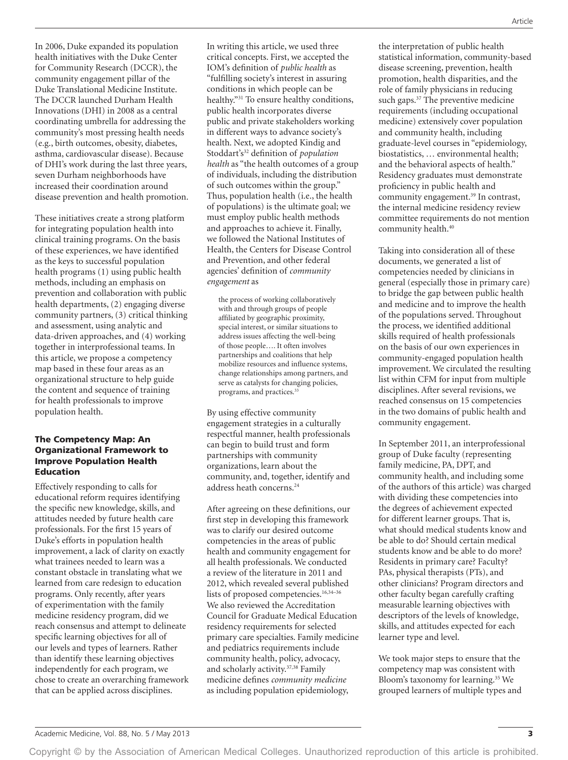In 2006, Duke expanded its population health initiatives with the Duke Center for Community Research (DCCR), the community engagement pillar of the Duke Translational Medicine Institute. The DCCR launched Durham Health Innovations (DHI) in 2008 as a central coordinating umbrella for addressing the community's most pressing health needs (e.g., birth outcomes, obesity, diabetes, asthma, cardiovascular disease). Because of DHI's work during the last three years, seven Durham neighborhoods have increased their coordination around disease prevention and health promotion.

These initiatives create a strong platform for integrating population health into clinical training programs. On the basis of these experiences, we have identified as the keys to successful population health programs (1) using public health methods, including an emphasis on prevention and collaboration with public health departments, (2) engaging diverse community partners, (3) critical thinking and assessment, using analytic and data-driven approaches, and (4) working together in interprofessional teams. In this article, we propose a competency map based in these four areas as an organizational structure to help guide the content and sequence of training for health professionals to improve population health.

## The Competency Map: An Organizational Framework to Improve Population Health Education

Effectively responding to calls for educational reform requires identifying the specific new knowledge, skills, and attitudes needed by future health care professionals. For the first 15 years of Duke's efforts in population health improvement, a lack of clarity on exactly what trainees needed to learn was a constant obstacle in translating what we learned from care redesign to education programs. Only recently, after years of experimentation with the family medicine residency program, did we reach consensus and attempt to delineate specific learning objectives for all of our levels and types of learners. Rather than identify these learning objectives independently for each program, we chose to create an overarching framework that can be applied across disciplines.

In writing this article, we used three critical concepts. First, we accepted the IOM's definition of *public health* as "fulfilling society's interest in assuring conditions in which people can be healthy."[31] To ensure healthy conditions, public health incorporates diverse public and private stakeholders working in different ways to advance society's health. Next, we adopted Kindig and Stoddart's[32] definition of *population health* as "the health outcomes of a group of individuals, including the distribution of such outcomes within the group." Thus, population health (i.e., the health of populations) is the ultimate goal; we must employ public health methods and approaches to achieve it. Finally, we followed the National Institutes of Health, the Centers for Disease Control and Prevention, and other federal agencies' definition of *community engagement* as

> the process of working collaboratively with and through groups of people affiliated by geographic proximity, special interest, or similar situations to address issues affecting the well-being of those people.... It often involves partnerships and coalitions that help mobilize resources and influence systems, change relationships among partners, and serve as catalysts for changing policies, programs, and practices.[33]

By using effective community engagement strategies in a culturally respectful manner, health professionals can begin to build trust and form partnerships with community organizations, learn about the community, and, together, identify and address heath concerns.[24]

After agreeing on these definitions, our first step in developing this framework was to clarify our desired outcome competencies in the areas of public health and community engagement for all health professionals. We conducted a review of the literature in 2011 and 2012, which revealed several published lists of proposed competencies.[16,34–36] We also reviewed the Accreditation Council for Graduate Medical Education residency requirements for selected primary care specialties. Family medicine and pediatrics requirements include community health, policy, advocacy, and scholarly activity.[37,38] Family medicine defines *community medicine* as including population epidemiology, the interpretation of public health statistical information, community-based disease screening, prevention, health promotion, health disparities, and the role of family physicians in reducing such gaps.[37] The preventive medicine requirements (including occupational medicine) extensively cover population and community health, including graduate-level courses in "epidemiology, biostatistics, … environmental health; and the behavioral aspects of health." Residency graduates must demonstrate proficiency in public health and community engagement.[39] In contrast, the internal medicine residency review committee requirements do not mention community health.[40]

Taking into consideration all of these documents, we generated a list of competencies needed by clinicians in general (especially those in primary care) to bridge the gap between public health and medicine and to improve the health of the populations served. Throughout the process, we identified additional skills required of health professionals on the basis of our own experiences in community-engaged population health improvement. We circulated the resulting list within CFM for input from multiple disciplines. After several revisions, we reached consensus on 15 competencies in the two domains of public health and community engagement.

In September 2011, an interprofessional group of Duke faculty (representing family medicine, PA, DPT, and community health, and including some of the authors of this article) was charged with dividing these competencies into the degrees of achievement expected for different learner groups. That is, what should medical students know and be able to do? Should certain medical students know and be able to do more? Residents in primary care? Faculty? PAs, physical therapists (PTs), and other clinicians? Program directors and other faculty began carefully crafting measurable learning objectives with descriptors of the levels of knowledge, skills, and attitudes expected for each learner type and level.

We took major steps to ensure that the competency map was consistent with Bloom's taxonomy for learning.[35] We grouped learners of multiple types and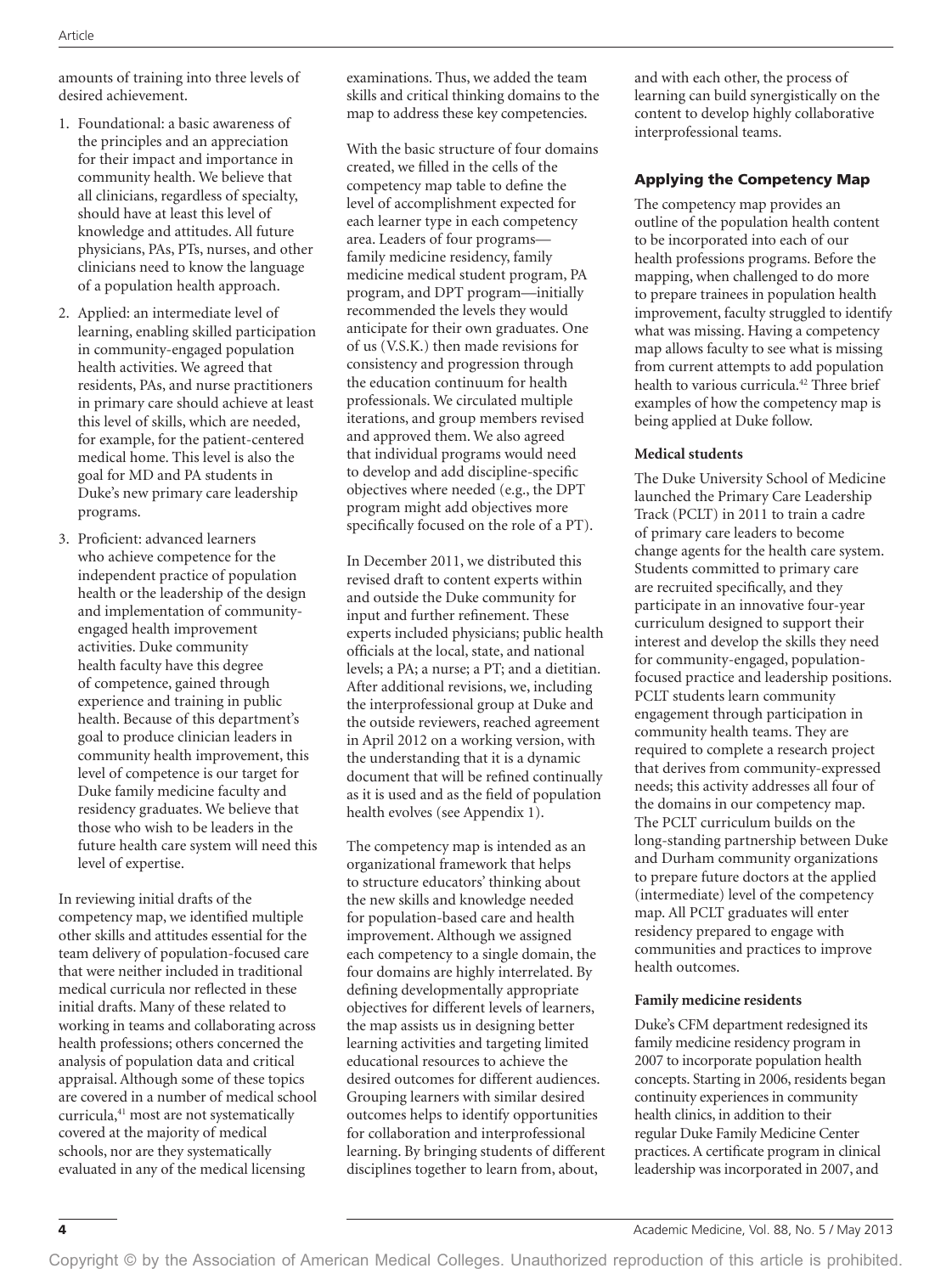amounts of training into three levels of desired achievement.

1. Foundational: a basic awareness of the principles and an appreciation for their impact and importance in community health. We believe that all clinicians, regardless of specialty, should have at least this level of knowledge and attitudes. All future physicians, PAs, PTs, nurses, and other clinicians need to know the language of a population health approach.
2. Applied: an intermediate level of learning, enabling skilled participation in community-engaged population health activities. We agreed that residents, PAs, and nurse practitioners in primary care should achieve at least this level of skills, which are needed, for example, for the patient-centered medical home. This level is also the goal for MD and PA students in Duke's new primary care leadership programs.
3. Proficient: advanced learners who achieve competence for the independent practice of population health or the leadership of the design and implementation of community-engaged health improvement activities. Duke community health faculty have this degree of competence, gained through experience and training in public health. Because of this department's goal to produce clinician leaders in community health improvement, this level of competence is our target for Duke family medicine faculty and residency graduates. We believe that those who wish to be leaders in the future health care system will need this level of expertise.

In reviewing initial drafts of the competency map, we identified multiple other skills and attitudes essential for the team delivery of population-focused care that were neither included in traditional medical curricula nor reflected in these initial drafts. Many of these related to working in teams and collaborating across health professions; others concerned the analysis of population data and critical appraisal. Although some of these topics are covered in a number of medical school curricula,[41] most are not systematically covered at the majority of medical schools, nor are they systematically evaluated in any of the medical licensing examinations. Thus, we added the team skills and critical thinking domains to the map to address these key competencies.

With the basic structure of four domains created, we filled in the cells of the competency map table to define the level of accomplishment expected for each learner type in each competency area. Leaders of four programs—family medicine residency, family medicine medical student program, PA program, and DPT program—initially recommended the levels they would anticipate for their own graduates. One of us (V.S.K.) then made revisions for consistency and progression through the education continuum for health professionals. We circulated multiple iterations, and group members revised and approved them. We also agreed that individual programs would need to develop and add discipline-specific objectives where needed (e.g., the DPT program might add objectives more specifically focused on the role of a PT).

In December 2011, we distributed this revised draft to content experts within and outside the Duke community for input and further refinement. These experts included physicians; public health officials at the local, state, and national levels; a PA; a nurse; a PT; and a dietitian. After additional revisions, we, including the interprofessional group at Duke and the outside reviewers, reached agreement in April 2012 on a working version, with the understanding that it is a dynamic document that will be refined continually as it is used and as the field of population health evolves (see Appendix 1).

The competency map is intended as an organizational framework that helps to structure educators' thinking about the new skills and knowledge needed for population-based care and health improvement. Although we assigned each competency to a single domain, the four domains are highly interrelated. By defining developmentally appropriate objectives for different levels of learners, the map assists us in designing better learning activities and targeting limited educational resources to achieve the desired outcomes for different audiences. Grouping learners with similar desired outcomes helps to identify opportunities for collaboration and interprofessional learning. By bringing students of different disciplines together to learn from, about, and with each other, the process of learning can build synergistically on the content to develop highly collaborative interprofessional teams.

## Applying the Competency Map

The competency map provides an outline of the population health content to be incorporated into each of our health professions programs. Before the mapping, when challenged to do more to prepare trainees in population health improvement, faculty struggled to identify what was missing. Having a competency map allows faculty to see what is missing from current attempts to add population health to various curricula.[42] Three brief examples of how the competency map is being applied at Duke follow.

### Medical students

The Duke University School of Medicine launched the Primary Care Leadership Track (PCLT) in 2011 to train a cadre of primary care leaders to become change agents for the health care system. Students committed to primary care are recruited specifically, and they participate in an innovative four-year curriculum designed to support their interest and develop the skills they need for community-engaged, population-focused practice and leadership positions. PCLT students learn community engagement through participation in community health teams. They are required to complete a research project that derives from community-expressed needs; this activity addresses all four of the domains in our competency map. The PCLT curriculum builds on the long-standing partnership between Duke and Durham community organizations to prepare future doctors at the applied (intermediate) level of the competency map. All PCLT graduates will enter residency prepared to engage with communities and practices to improve health outcomes.

### Family medicine residents

Duke's CFM department redesigned its family medicine residency program in 2007 to incorporate population health concepts. Starting in 2006, residents began continuity experiences in community health clinics, in addition to their regular Duke Family Medicine Center practices. A certificate program in clinical leadership was incorporated in 2007, and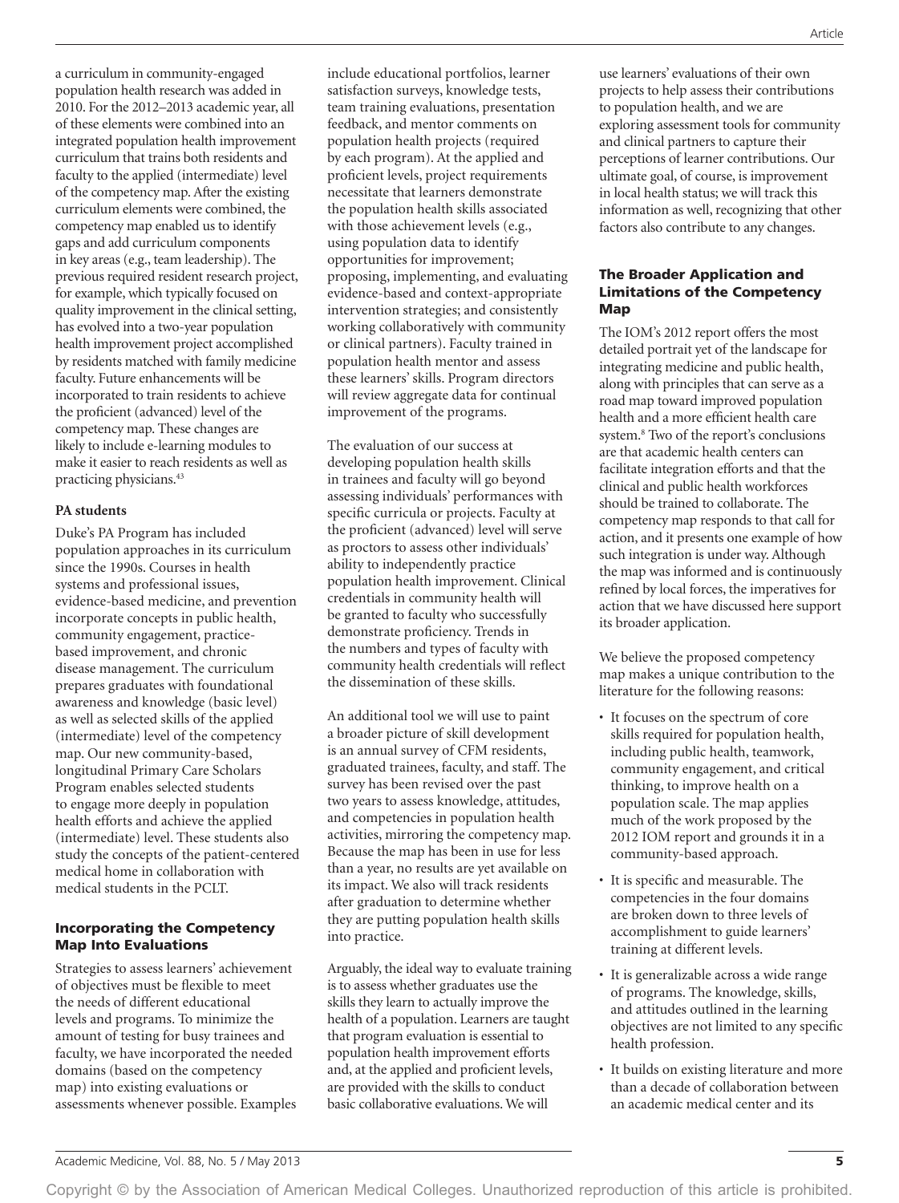a curriculum in community-engaged population health research was added in 2010. For the 2012–2013 academic year, all of these elements were combined into an integrated population health improvement curriculum that trains both residents and faculty to the applied (intermediate) level of the competency map. After the existing curriculum elements were combined, the competency map enabled us to identify gaps and add curriculum components in key areas (e.g., team leadership). The previous required resident research project, for example, which typically focused on quality improvement in the clinical setting, has evolved into a two-year population health improvement project accomplished by residents matched with family medicine faculty. Future enhancements will be incorporated to train residents to achieve the proficient (advanced) level of the competency map. These changes are likely to include e-learning modules to make it easier to reach residents as well as practicing physicians.[43]

#### PA students

Duke's PA Program has included population approaches in its curriculum since the 1990s. Courses in health systems and professional issues, evidence-based medicine, and prevention incorporate concepts in public health, community engagement, practice-based improvement, and chronic disease management. The curriculum prepares graduates with foundational awareness and knowledge (basic level) as well as selected skills of the applied (intermediate) level of the competency map. Our new community-based, longitudinal Primary Care Scholars Program enables selected students to engage more deeply in population health efforts and achieve the applied (intermediate) level. These students also study the concepts of the patient-centered medical home in collaboration with medical students in the PCLT.

### Incorporating the Competency Map Into Evaluations

Strategies to assess learners' achievement of objectives must be flexible to meet the needs of different educational levels and programs. To minimize the amount of testing for busy trainees and faculty, we have incorporated the needed domains (based on the competency map) into existing evaluations or assessments whenever possible. Examples include educational portfolios, learner satisfaction surveys, knowledge tests, team training evaluations, presentation feedback, and mentor comments on population health projects (required by each program). At the applied and proficient levels, project requirements necessitate that learners demonstrate the population health skills associated with those achievement levels (e.g., using population data to identify opportunities for improvement; proposing, implementing, and evaluating evidence-based and context-appropriate intervention strategies; and consistently working collaboratively with community or clinical partners). Faculty trained in population health mentor and assess these learners' skills. Program directors will review aggregate data for continual improvement of the programs.

The evaluation of our success at developing population health skills in trainees and faculty will go beyond assessing individuals' performances with specific curricula or projects. Faculty at the proficient (advanced) level will serve as proctors to assess other individuals' ability to independently practice population health improvement. Clinical credentials in community health will be granted to faculty who successfully demonstrate proficiency. Trends in the numbers and types of faculty with community health credentials will reflect the dissemination of these skills.

An additional tool we will use to paint a broader picture of skill development is an annual survey of CFM residents, graduated trainees, faculty, and staff. The survey has been revised over the past two years to assess knowledge, attitudes, and competencies in population health activities, mirroring the competency map. Because the map has been in use for less than a year, no results are yet available on its impact. We also will track residents after graduation to determine whether they are putting population health skills into practice.

Arguably, the ideal way to evaluate training is to assess whether graduates use the skills they learn to actually improve the health of a population. Learners are taught that program evaluation is essential to population health improvement efforts and, at the applied and proficient levels, are provided with the skills to conduct basic collaborative evaluations. We will use learners' evaluations of their own projects to help assess their contributions to population health, and we are exploring assessment tools for community and clinical partners to capture their perceptions of learner contributions. Our ultimate goal, of course, is improvement in local health status; we will track this information as well, recognizing that other factors also contribute to any changes.

### The Broader Application and Limitations of the Competency Map

The IOM's 2012 report offers the most detailed portrait yet of the landscape for integrating medicine and public health, along with principles that can serve as a road map toward improved population health and a more efficient health care system.[8] Two of the report's conclusions are that academic health centers can facilitate integration efforts and that the clinical and public health workforces should be trained to collaborate. The competency map responds to that call for action, and it presents one example of how such integration is under way. Although the map was informed and is continuously refined by local forces, the imperatives for action that we have discussed here support its broader application.

We believe the proposed competency map makes a unique contribution to the literature for the following reasons:

- It focuses on the spectrum of core skills required for population health, including public health, teamwork, community engagement, and critical thinking, to improve health on a population scale. The map applies much of the work proposed by the 2012 IOM report and grounds it in a community-based approach.
- It is specific and measurable. The competencies in the four domains are broken down to three levels of accomplishment to guide learners' training at different levels.
- It is generalizable across a wide range of programs. The knowledge, skills, and attitudes outlined in the learning objectives are not limited to any specific health profession.
- It builds on existing literature and more than a decade of collaboration between an academic medical center and its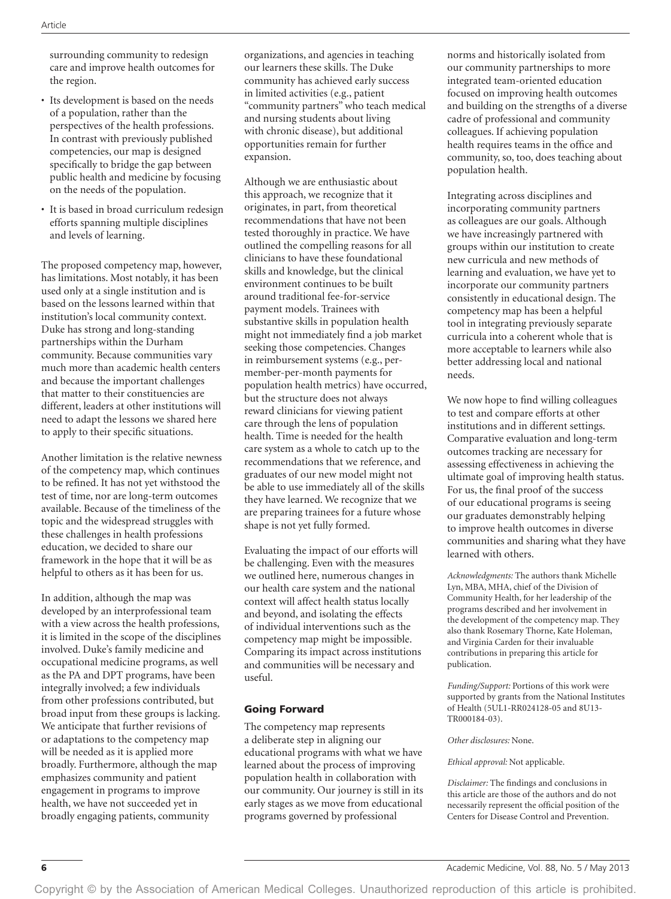surrounding community to redesign care and improve health outcomes for the region.

- Its development is based on the needs of a population, rather than the perspectives of the health professions. In contrast with previously published competencies, our map is designed specifically to bridge the gap between public health and medicine by focusing on the needs of the population.
- It is based in broad curriculum redesign efforts spanning multiple disciplines and levels of learning.

The proposed competency map, however, has limitations. Most notably, it has been used only at a single institution and is based on the lessons learned within that institution's local community context. Duke has strong and long-standing partnerships within the Durham community. Because communities vary much more than academic health centers and because the important challenges that matter to their constituencies are different, leaders at other institutions will need to adapt the lessons we shared here to apply to their specific situations.

Another limitation is the relative newness of the competency map, which continues to be refined. It has not yet withstood the test of time, nor are long-term outcomes available. Because of the timeliness of the topic and the widespread struggles with these challenges in health professions education, we decided to share our framework in the hope that it will be as helpful to others as it has been for us.

In addition, although the map was developed by an interprofessional team with a view across the health professions, it is limited in the scope of the disciplines involved. Duke's family medicine and occupational medicine programs, as well as the PA and DPT programs, have been integrally involved; a few individuals from other professions contributed, but broad input from these groups is lacking. We anticipate that further revisions of or adaptations to the competency map will be needed as it is applied more broadly. Furthermore, although the map emphasizes community and patient engagement in programs to improve health, we have not succeeded yet in broadly engaging patients, community organizations, and agencies in teaching our learners these skills. The Duke community has achieved early success in limited activities (e.g., patient "community partners" who teach medical and nursing students about living with chronic disease), but additional opportunities remain for further expansion.

Although we are enthusiastic about this approach, we recognize that it originates, in part, from theoretical recommendations that have not been tested thoroughly in practice. We have outlined the compelling reasons for all clinicians to have these foundational skills and knowledge, but the clinical environment continues to be built around traditional fee-for-service payment models. Trainees with substantive skills in population health might not immediately find a job market seeking those competencies. Changes in reimbursement systems (e.g., per-member-per-month payments for population health metrics) have occurred, but the structure does not always reward clinicians for viewing patient care through the lens of population health. Time is needed for the health care system as a whole to catch up to the recommendations that we reference, and graduates of our new model might not be able to use immediately all of the skills they have learned. We recognize that we are preparing trainees for a future whose shape is not yet fully formed.

Evaluating the impact of our efforts will be challenging. Even with the measures we outlined here, numerous changes in our health care system and the national context will affect health status locally and beyond, and isolating the effects of individual interventions such as the competency map might be impossible. Comparing its impact across institutions and communities will be necessary and useful.

## Going Forward

The competency map represents a deliberate step in aligning our educational programs with what we have learned about the process of improving population health in collaboration with our community. Our journey is still in its early stages as we move from educational programs governed by professional norms and historically isolated from our community partnerships to more integrated team-oriented education focused on improving health outcomes and building on the strengths of a diverse cadre of professional and community colleagues. If achieving population health requires teams in the office and community, so, too, does teaching about population health.

Integrating across disciplines and incorporating community partners as colleagues are our goals. Although we have increasingly partnered with groups within our institution to create new curricula and new methods of learning and evaluation, we have yet to incorporate our community partners consistently in educational design. The competency map has been a helpful tool in integrating previously separate curricula into a coherent whole that is more acceptable to learners while also better addressing local and national needs.

We now hope to find willing colleagues to test and compare efforts at other institutions and in different settings. Comparative evaluation and long-term outcomes tracking are necessary for assessing effectiveness in achieving the ultimate goal of improving health status. For us, the final proof of the success of our educational programs is seeing our graduates demonstrably helping to improve health outcomes in diverse communities and sharing what they have learned with others.

*Acknowledgments:* The authors thank Michelle Lyn, MBA, MHA, chief of the Division of Community Health, for her leadership of the programs described and her involvement in the development of the competency map. They also thank Rosemary Thorne, Kate Holeman, and Virginia Carden for their invaluable contributions in preparing this article for publication.

*Funding/Support:* Portions of this work were supported by grants from the National Institutes of Health (5UL1-RR024128-05 and 8U13-TR000184-03).

*Other disclosures:* None.

*Ethical approval:* Not applicable.

*Disclaimer:* The findings and conclusions in this article are those of the authors and do not necessarily represent the official position of the Centers for Disease Control and Prevention.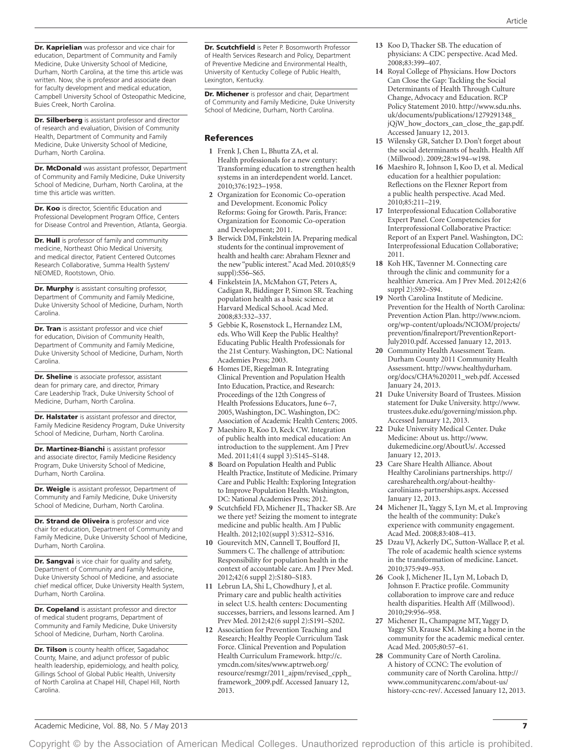**Dr. Kaprielian** was professor and vice chair for education, Department of Community and Family Medicine, Duke University School of Medicine, Durham, North Carolina, at the time this article was written. Now, she is professor and associate dean for faculty development and medical education, Campbell University School of Osteopathic Medicine, Buies Creek, North Carolina.

**Dr. Silberberg** is assistant professor and director of research and evaluation, Division of Community Health, Department of Community and Family Medicine, Duke University School of Medicine, Durham, North Carolina.

**Dr. McDonald** was assistant professor, Department of Community and Family Medicine, Duke University School of Medicine, Durham, North Carolina, at the time this article was written.

**Dr. Koo** is director, Scientific Education and Professional Development Program Office, Centers for Disease Control and Prevention, Atlanta, Georgia.

**Dr. Hull** is professor of family and community medicine, Northeast Ohio Medical University, and medical director, Patient Centered Outcomes Research Collaborative, Summa Health System/NEOMED, Rootstown, Ohio.

**Dr. Murphy** is assistant consulting professor, Department of Community and Family Medicine, Duke University School of Medicine, Durham, North Carolina.

**Dr. Tran** is assistant professor and vice chief for education, Division of Community Health, Department of Community and Family Medicine, Duke University School of Medicine, Durham, North Carolina.

**Dr. Sheline** is associate professor, assistant dean for primary care, and director, Primary Care Leadership Track, Duke University School of Medicine, Durham, North Carolina.

**Dr. Halstater** is assistant professor and director, Family Medicine Residency Program, Duke University School of Medicine, Durham, North Carolina.

**Dr. Martinez-Bianchi** is assistant professor and associate director, Family Medicine Residency Program, Duke University School of Medicine, Durham, North Carolina.

**Dr. Weigle** is assistant professor, Department of Community and Family Medicine, Duke University School of Medicine, Durham, North Carolina.

**Dr. Strand de Oliveira** is professor and vice chair for education, Department of Community and Family Medicine, Duke University School of Medicine, Durham, North Carolina.

**Dr. Sangvai** is vice chair for quality and safety, Department of Community and Family Medicine, Duke University School of Medicine, and associate chief medical officer, Duke University Health System, Durham, North Carolina.

**Dr. Copeland** is assistant professor and director of medical student programs, Department of Community and Family Medicine, Duke University School of Medicine, Durham, North Carolina.

**Dr. Tilson** is county health officer, Sagadahoc County, Maine, and adjunct professor of public health leadership, epidemiology, and health policy, Gillings School of Global Public Health, University of North Carolina at Chapel Hill, Chapel Hill, North Carolina.

**Dr. Scutchfield** is Peter P. Bosomworth Professor of Health Services Research and Policy, Department of Preventive Medicine and Environmental Health, University of Kentucky College of Public Health, Lexington, Kentucky.

**Dr. Michener** is professor and chair, Department of Community and Family Medicine, Duke University School of Medicine, Durham, North Carolina.

## References

1 Frenk J, Chen L, Bhutta ZA, et al. Health professionals for a new century: Transforming education to strengthen health systems in an interdependent world. Lancet. 2010;376:1923–1958.

2 Organization for Economic Co-operation and Development. Economic Policy Reforms: Going for Growth. Paris, France: Organization for Economic Co-operation and Development; 2011.

3 Berwick DM, Finkelstein JA. Preparing medical students for the continual improvement of health and health care: Abraham Flexner and the new "public interest." Acad Med. 2010;85(9 suppl):S56–S65.

4 Finkelstein JA, McMahon GT, Peters A, Cadigan R, Biddinger P, Simon SR. Teaching population health as a basic science at Harvard Medical School. Acad Med. 2008;83:332–337.

5 Gebbie K, Rosenstock L, Hernandez LM, eds. Who Will Keep the Public Healthy? Educating Public Health Professionals for the 21st Century. Washington, DC: National Academies Press; 2003.

6 Homes DE, Riegelman R. Integrating Clinical Prevention and Population Health Into Education, Practice, and Research: Proceedings of the 12th Congress of Health Professions Educators, June 6–7, 2005, Washington, DC. Washington, DC: Association of Academic Health Centers; 2005.

7 Maeshiro R, Koo D, Keck CW. Integration of public health into medical education: An introduction to the supplement. Am J Prev Med. 2011;41(4 suppl 3):S145–S148.

8 Board on Population Health and Public Health Practice, Institute of Medicine. Primary Care and Public Health: Exploring Integration to Improve Population Health. Washington, DC: National Academies Press; 2012.

9 Scutchfield FD, Michener JL, Thacker SB. Are we there yet? Seizing the moment to integrate medicine and public health. Am J Public Health. 2012;102(suppl 3):S312–S316.

10 Gourevitch MN, Cannell T, Boufford JI, Summers C. The challenge of attribution: Responsibility for population health in the context of accountable care. Am J Prev Med. 2012;42(6 suppl 2):S180–S183.

11 Lebrun LA, Shi L, Chowdhury J, et al. Primary care and public health activities in select U.S. health centers: Documenting successes, barriers, and lessons learned. Am J Prev Med. 2012;42(6 suppl 2):S191–S202.

12 Association for Prevention Teaching and Research; Healthy People Curriculum Task Force. Clinical Prevention and Population Health Curriculum Framework. http://c.ymcdn.com/sites/www.aptrweb.org/resource/resmgr/2011_ajpm/revised_cpph_framework_2009.pdf. Accessed January 12, 2013.

13 Koo D, Thacker SB. The education of physicians: A CDC perspective. Acad Med. 2008;83:399–407.

14 Royal College of Physicians. How Doctors Can Close the Gap: Tackling the Social Determinants of Health Through Culture Change, Advocacy and Education. RCP Policy Statement 2010. http://www.sdu.nhs.uk/documents/publications/1279291348_jQjW_how_doctors_can_close_the_gap.pdf. Accessed January 12, 2013.

15 Wilensky GR, Satcher D. Don't forget about the social determinants of health. Health Aff (Millwood). 2009;28:w194–w198.

16 Maeshiro R, Johnson I, Koo D, et al. Medical education for a healthier population: Reflections on the Flexner Report from a public health perspective. Acad Med. 2010;85:211–219.

17 Interprofessional Education Collaborative Expert Panel. Core Competencies for Interprofessional Collaborative Practice: Report of an Expert Panel. Washington, DC: Interprofessional Education Collaborative; 2011.

18 Koh HK, Tavenner M. Connecting care through the clinic and community for a healthier America. Am J Prev Med. 2012;42(6 suppl 2):S92–S94.

19 North Carolina Institute of Medicine. Prevention for the Health of North Carolina: Prevention Action Plan. http://www.nciom.org/wp-content/uploads/NCIOM/projects/prevention/finalreport/PreventionReport-July2010.pdf. Accessed January 12, 2013.

20 Community Health Assessment Team. Durham County 2011 Community Health Assessment. http://www.healthydurham.org/docs/CHA%202011_web.pdf. Accessed January 24, 2013.

21 Duke University Board of Trustees. Mission statement for Duke University. http://www.trustees.duke.edu/governing/mission.php. Accessed January 12, 2013.

22 Duke University Medical Center. Duke Medicine: About us. http://www.dukemedicine.org/AboutUs/. Accessed January 12, 2013.

23 Care Share Health Alliance. About Healthy Carolinians partnerships. http://caresharehealth.org/about-healthy-carolinians-partnerships.aspx. Accessed January 12, 2013.

24 Michener JL, Yaggy S, Lyn M, et al. Improving the health of the community: Duke's experience with community engagement. Acad Med. 2008;83:408–413.

25 Dzau VJ, Ackerly DC, Sutton-Wallace P, et al. The role of academic health science systems in the transformation of medicine. Lancet. 2010;375:949–953.

26 Cook J, Michener JL, Lyn M, Lobach D, Johnson F. Practice profile. Community collaboration to improve care and reduce health disparities. Health Aff (Millwood). 2010;29:956–958.

27 Michener JL, Champagne MT, Yaggy D, Yaggy SD, Krause KM. Making a home in the community for the academic medical center. Acad Med. 2005;80:57–61.

28 Community Care of North Carolina. A history of CCNC: The evolution of community care of North Carolina. http://www.communitycarenc.com/about-us/history-ccnc-rev/. Accessed January 12, 2013.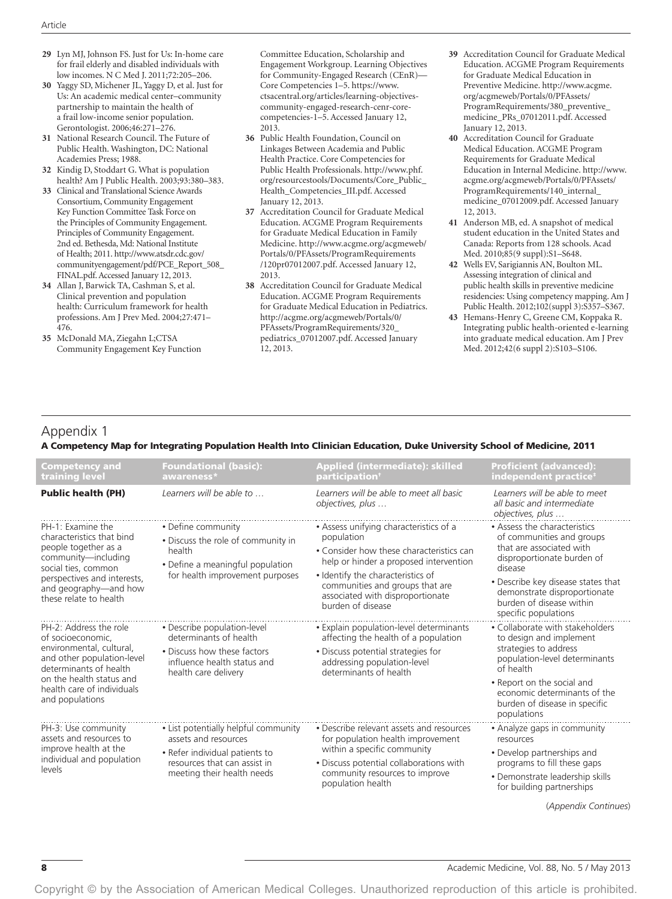29 Lyn MJ, Johnson FS. Just for Us: In-home care for frail elderly and disabled individuals with low incomes. N C Med J. 2011;72:205–206.

30 Yaggy SD, Michener JL, Yaggy D, et al. Just for Us: An academic medical center–community partnership to maintain the health of a frail low-income senior population. Gerontologist. 2006;46:271–276.

31 National Research Council. The Future of Public Health. Washington, DC: National Academies Press; 1988.

32 Kindig D, Stoddart G. What is population health? Am J Public Health. 2003;93:380–383.

33 Clinical and Translational Science Awards Consortium, Community Engagement Key Function Committee Task Force on the Principles of Community Engagement. Principles of Community Engagement. 2nd ed. Bethesda, Md: National Institute of Health; 2011. http://www.atsdr.cdc.gov/communityengagement/pdf/PCE_Report_508_FINAL.pdf. Accessed January 12, 2013.

34 Allan J, Barwick TA, Cashman S, et al. Clinical prevention and population health: Curriculum framework for health professions. Am J Prev Med. 2004;27:471–476.

35 McDonald MA, Ziegahn L;CTSA Community Engagement Key Function Committee Education, Scholarship and Engagement Workgroup. Learning Objectives for Community-Engaged Research (CEnR)—Core Competencies 1–5. https://www.ctsacentral.org/articles/learning-objectives-community-engaged-research-cenr-core-competencies-1–5. Accessed January 12, 2013.

36 Public Health Foundation, Council on Linkages Between Academia and Public Health Practice. Core Competencies for Public Health Professionals. http://www.phf.org/resourcestools/Documents/Core_Public_Health_Competencies_III.pdf. Accessed January 12, 2013.

37 Accreditation Council for Graduate Medical Education. ACGME Program Requirements for Graduate Medical Education in Family Medicine. http://www.acgme.org/acgmeweb/Portals/0/PFAssets/ProgramRequirements/120pr07012007.pdf. Accessed January 12, 2013.

38 Accreditation Council for Graduate Medical Education. ACGME Program Requirements for Graduate Medical Education in Pediatrics. http://acgme.org/acgmeweb/Portals/0/PFAssets/ProgramRequirements/320_pediatrics_07012007.pdf. Accessed January 12, 2013.

39 Accreditation Council for Graduate Medical Education. ACGME Program Requirements for Graduate Medical Education in Preventive Medicine. http://www.acgme.org/acgmeweb/Portals/0/PFAssets/ProgramRequirements/380_preventive_medicine_PRs_07012011.pdf. Accessed January 12, 2013.

40 Accreditation Council for Graduate Medical Education. ACGME Program Requirements for Graduate Medical Education in Internal Medicine. http://www.acgme.org/acgmeweb/Portals/0/PFAssets/ProgramRequirements/140_internal_medicine_07012009.pdf. Accessed January 12, 2013.

41 Anderson MB, ed. A snapshot of medical student education in the United States and Canada: Reports from 128 schools. Acad Med. 2010;85(9 suppl):S1–S648.

42 Wells EV, Sarigiannis AN, Boulton ML. Assessing integration of clinical and public health skills in preventive medicine residencies: Using competency mapping. Am J Public Health. 2012;102(suppl 3):S357–S367.

43 Hemans-Henry C, Greene CM, Koppaka R. Integrating public health-oriented e-learning into graduate medical education. Am J Prev Med. 2012;42(6 suppl 2):S103–S106.

## Appendix 1

**A Competency Map for Integrating Population Health Into Clinician Education, Duke University School of Medicine, 2011**

| Competency and training level | Foundational (basic): awareness* | Applied (intermediate): skilled participation† | Proficient (advanced): independent practice‡ |
|---|---|---|---|
| **Public health (PH)** | *Learners will be able to …* | *Learners will be able to meet all basic objectives, plus …* | *Learners will be able to meet all basic and intermediate objectives, plus …* |
| PH-1: Examine the characteristics that bind people together as a community—including social ties, common perspectives and interests, and geography—and how these relate to health | • Define community<br>• Discuss the role of community in health<br>• Define a meaningful population for health improvement purposes | • Assess unifying characteristics of a population<br>• Consider how these characteristics can help or hinder a proposed intervention<br>• Identify the characteristics of communities and groups that are associated with disproportionate burden of disease | • Assess the characteristics of communities and groups that are associated with disproportionate burden of disease<br>• Describe key disease states that demonstrate disproportionate burden of disease within specific populations |
| PH-2: Address the role of socioeconomic, environmental, cultural, and other population-level determinants of health on the health status and health care of individuals and populations | • Describe population-level determinants of health<br>• Discuss how these factors influence health status and health care delivery | • Explain population-level determinants affecting the health of a population<br>• Discuss potential strategies for addressing population-level determinants of health | • Collaborate with stakeholders to design and implement strategies to address population-level determinants of health<br>• Report on the social and economic determinants of the burden of disease in specific populations |
| PH-3: Use community assets and resources to improve health at the individual and population levels | • List potentially helpful community assets and resources<br>• Refer individual patients to resources that can assist in meeting their health needs | • Describe relevant assets and resources for population health improvement within a specific community<br>• Discuss potential collaborations with community resources to improve population health | • Analyze gaps in community resources<br>• Develop partnerships and programs to fill these gaps<br>• Demonstrate leadership skills for building partnerships |

(*Appendix Continues*)

Copyright © by the Association of American Medical Colleges. Unauthorized reproduction of this article is prohibited.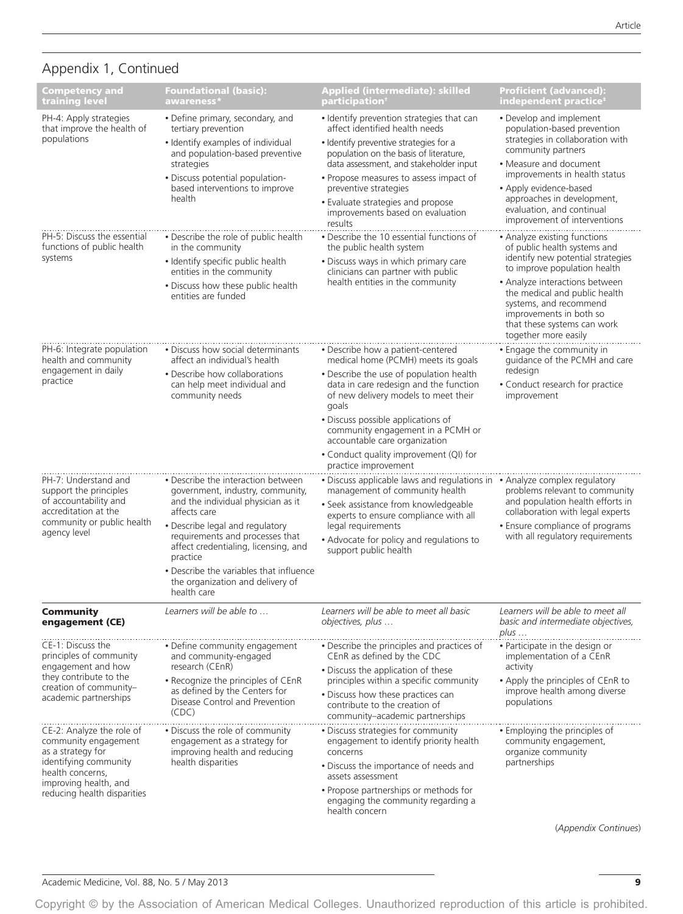## Appendix 1, Continued

| Competency and training level | Foundational (basic): awareness* | Applied (intermediate): skilled participation† | Proficient (advanced): independent practice‡ |
|---|---|---|---|
| PH-4: Apply strategies that improve the health of populations | • Define primary, secondary, and tertiary prevention<br>• Identify examples of individual and population-based preventive strategies<br>• Discuss potential population-based interventions to improve health | • Identify prevention strategies that can affect identified health needs<br>• Identify preventive strategies for a population on the basis of literature, data assessment, and stakeholder input<br>• Propose measures to assess impact of preventive strategies<br>• Evaluate strategies and propose improvements based on evaluation results | • Develop and implement population-based prevention strategies in collaboration with community partners<br>• Measure and document improvements in health status<br>• Apply evidence-based approaches in development, evaluation, and continual improvement of interventions |
| PH-5: Discuss the essential functions of public health systems | • Describe the role of public health in the community<br>• Identify specific public health entities in the community<br>• Discuss how these public health entities are funded | • Describe the 10 essential functions of the public health system<br>• Discuss ways in which primary care clinicians can partner with public health entities in the community | • Analyze existing functions of public health systems and identify new potential strategies to improve population health<br>• Analyze interactions between the medical and public health systems, and recommend improvements in both so that these systems can work together more easily |
| PH-6: Integrate population health and community engagement in daily practice | • Discuss how social determinants affect an individual's health<br>• Describe how collaborations can help meet individual and community needs | • Describe how a patient-centered medical home (PCMH) meets its goals<br>• Describe the use of population health data in care redesign and the function of new delivery models to meet their goals<br>• Discuss possible applications of community engagement in a PCMH or accountable care organization<br>• Conduct quality improvement (QI) for practice improvement | • Engage the community in guidance of the PCMH and care redesign<br>• Conduct research for practice improvement |
| PH-7: Understand and support the principles of accountability and accreditation at the community or public health agency level | • Describe the interaction between government, industry, community, and the individual physician as it affects care<br>• Describe legal and regulatory requirements and processes that affect credentialing, licensing, and practice<br>• Describe the variables that influence the organization and delivery of health care | • Discuss applicable laws and regulations in management of community health<br>• Seek assistance from knowledgeable experts to ensure compliance with all legal requirements<br>• Advocate for policy and regulations to support public health | • Analyze complex regulatory problems relevant to community and population health efforts in collaboration with legal experts<br>• Ensure compliance of programs with all regulatory requirements |
| **Community engagement (CE)** | *Learners will be able to …* | *Learners will be able to meet all basic objectives, plus …* | *Learners will be able to meet all basic and intermediate objectives, plus …* |
| CE-1: Discuss the principles of community engagement and how they contribute to the creation of community–academic partnerships | • Define community engagement and community-engaged research (CEnR)<br>• Recognize the principles of CEnR as defined by the Centers for Disease Control and Prevention (CDC) | • Describe the principles and practices of CEnR as defined by the CDC<br>• Discuss the application of these principles within a specific community<br>• Discuss how these practices can contribute to the creation of community–academic partnerships | • Participate in the design or implementation of a CEnR activity<br>• Apply the principles of CEnR to improve health among diverse populations |
| CE-2: Analyze the role of community engagement as a strategy for identifying community health concerns, improving health, and reducing health disparities | • Discuss the role of community engagement as a strategy for improving health and reducing health disparities | • Discuss strategies for community engagement to identify priority health concerns<br>• Discuss the importance of needs and assets assessment<br>• Propose partnerships or methods for engaging the community regarding a health concern | • Employing the principles of community engagement, organize community partnerships |

(*Appendix Continues*)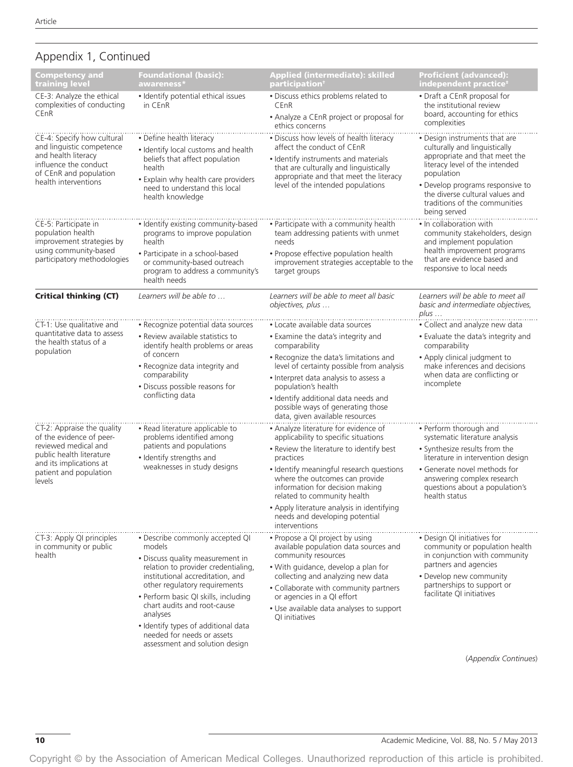## Appendix 1, Continued

| Competency and training level | Foundational (basic): awareness* | Applied (intermediate): skilled participation† | Proficient (advanced): independent practice‡ |
|---|---|---|---|
| CE-3: Analyze the ethical complexities of conducting CEnR | • Identify potential ethical issues in CEnR | • Discuss ethics problems related to CEnR<br>• Analyze a CEnR project or proposal for ethics concerns | • Draft a CEnR proposal for the institutional review board, accounting for ethics complexities |
| CE-4: Specify how cultural and linguistic competence and health literacy influence the conduct of CEnR and population health interventions | • Define health literacy<br>• Identify local customs and health beliefs that affect population health<br>• Explain why health care providers need to understand this local health knowledge | • Discuss how levels of health literacy affect the conduct of CEnR<br>• Identify instruments and materials that are culturally and linguistically appropriate and that meet the literacy level of the intended populations | • Design instruments that are culturally and linguistically appropriate and that meet the literacy level of the intended population<br>• Develop programs responsive to the diverse cultural values and traditions of the communities being served |
| CE-5: Participate in population health improvement strategies by using community-based participatory methodologies | • Identify existing community-based programs to improve population health<br>• Participate in a school-based or community-based outreach program to address a community's health needs | • Participate with a community health team addressing patients with unmet needs<br>• Propose effective population health improvement strategies acceptable to the target groups | • In collaboration with community stakeholders, design and implement population health improvement programs that are evidence based and responsive to local needs |
| **Critical thinking (CT)** | *Learners will be able to …* | *Learners will be able to meet all basic objectives, plus …* | *Learners will be able to meet all basic and intermediate objectives, plus …* |
| CT-1: Use qualitative and quantitative data to assess the health status of a population | • Recognize potential data sources<br>• Review available statistics to identify health problems or areas of concern<br>• Recognize data integrity and comparability<br>• Discuss possible reasons for conflicting data | • Locate available data sources<br>• Examine the data's integrity and comparability<br>• Recognize the data's limitations and level of certainty possible from analysis<br>• Interpret data analysis to assess a population's health<br>• Identify additional data needs and possible ways of generating those data, given available resources | • Collect and analyze new data<br>• Evaluate the data's integrity and comparability<br>• Apply clinical judgment to make inferences and decisions when data are conflicting or incomplete |
| CT-2: Appraise the quality of the evidence of peer-reviewed medical and public health literature and its implications at patient and population levels | • Read literature applicable to problems identified among patients and populations<br>• Identify strengths and weaknesses in study designs | • Analyze literature for evidence of applicability to specific situations<br>• Review the literature to identify best practices<br>• Identify meaningful research questions where the outcomes can provide information for decision making related to community health<br>• Apply literature analysis in identifying needs and developing potential interventions | • Perform thorough and systematic literature analysis<br>• Synthesize results from the literature in intervention design<br>• Generate novel methods for answering complex research questions about a population's health status |
| CT-3: Apply QI principles in community or public health | • Describe commonly accepted QI models<br>• Discuss quality measurement in relation to provider credentialing, institutional accreditation, and other regulatory requirements<br>• Perform basic QI skills, including chart audits and root-cause analyses<br>• Identify types of additional data needed for needs or assets assessment and solution design | • Propose a QI project by using available population data sources and community resources<br>• With guidance, develop a plan for collecting and analyzing new data<br>• Collaborate with community partners or agencies in a QI effort<br>• Use available data analyses to support QI initiatives | • Design QI initiatives for community or population health in conjunction with community partners and agencies<br>• Develop new community partnerships to support or facilitate QI initiatives |

(*Appendix Continues*)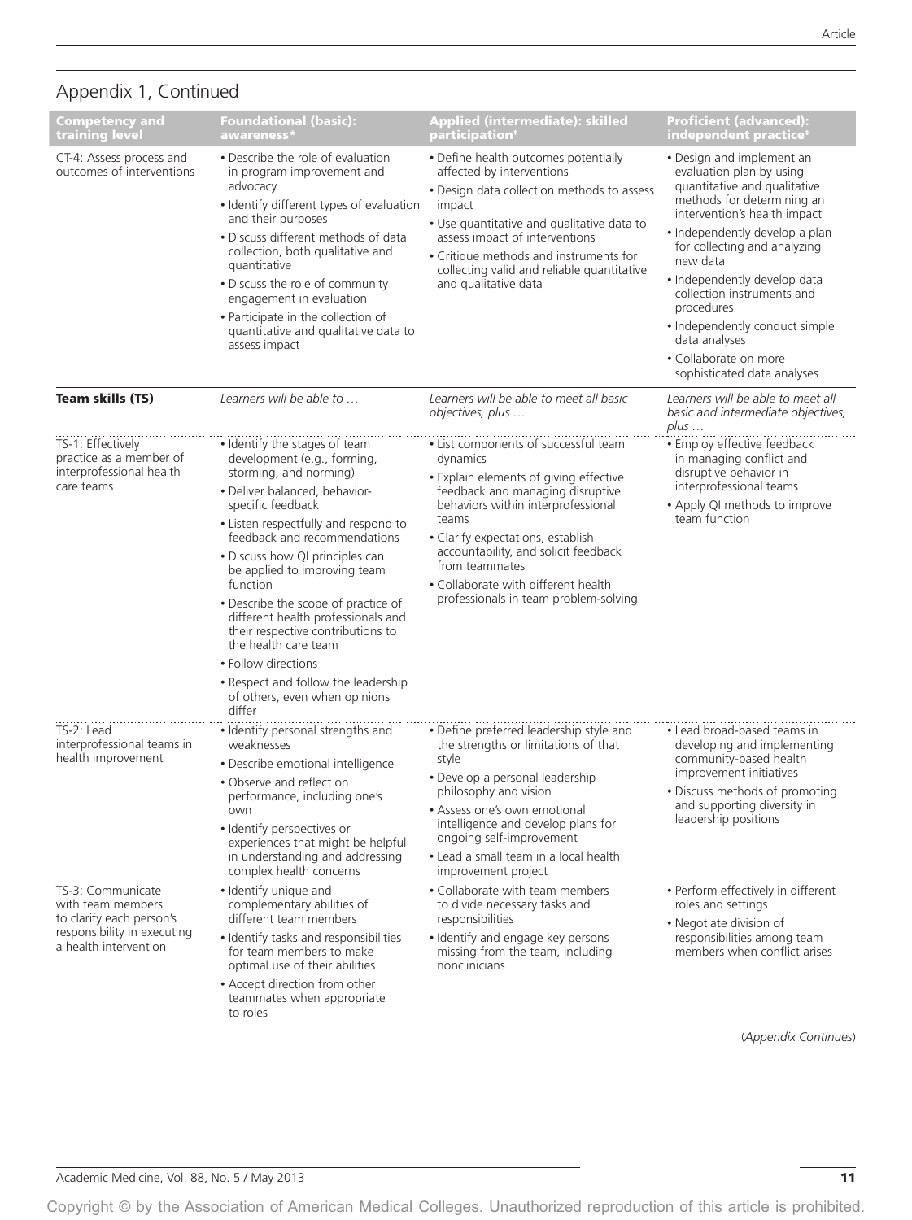## Appendix 1, Continued

| Competency and training level | Foundational (basic): awareness* | Applied (intermediate): skilled participation† | Proficient (advanced): independent practice‡ |
|---|---|---|---|
| CT-4: Assess process and outcomes of interventions | • Describe the role of evaluation in program improvement and advocacy<br>• Identify different types of evaluation and their purposes<br>• Discuss different methods of data collection, both qualitative and quantitative<br>• Discuss the role of community engagement in evaluation<br>• Participate in the collection of quantitative and qualitative data to assess impact | • Define health outcomes potentially affected by interventions<br>• Design data collection methods to assess impact<br>• Use quantitative and qualitative data to assess impact of interventions<br>• Critique methods and instruments for collecting valid and reliable quantitative and qualitative data | • Design and implement an evaluation plan by using quantitative and qualitative methods for determining an intervention's health impact<br>• Independently develop a plan for collecting and analyzing new data<br>• Independently develop data collection instruments and procedures<br>• Independently conduct simple data analyses<br>• Collaborate on more sophisticated data analyses |
| **Team skills (TS)** | *Learners will be able to …* | *Learners will be able to meet all basic objectives, plus …* | *Learners will be able to meet all basic and intermediate objectives, plus …* |
| TS-1: Effectively practice as a member of interprofessional health care teams | • Identify the stages of team development (e.g., forming, storming, and norming)<br>• Deliver balanced, behavior-specific feedback<br>• Listen respectfully and respond to feedback and recommendations<br>• Discuss how QI principles can be applied to improving team function<br>• Describe the scope of practice of different health professionals and their respective contributions to the health care team<br>• Follow directions<br>• Respect and follow the leadership of others, even when opinions differ | • List components of successful team dynamics<br>• Explain elements of giving effective feedback and managing disruptive behaviors within interprofessional teams<br>• Clarify expectations, establish accountability, and solicit feedback from teammates<br>• Collaborate with different health professionals in team problem-solving | • Employ effective feedback in managing conflict and disruptive behavior in interprofessional teams<br>• Apply QI methods to improve team function |
| TS-2: Lead interprofessional teams in health improvement | • Identify personal strengths and weaknesses<br>• Describe emotional intelligence<br>• Observe and reflect on performance, including one's own<br>• Identify perspectives or experiences that might be helpful in understanding and addressing complex health concerns | • Define preferred leadership style and the strengths or limitations of that style<br>• Develop a personal leadership philosophy and vision<br>• Assess one's own emotional intelligence and develop plans for ongoing self-improvement<br>• Lead a small team in a local health improvement project | • Lead broad-based teams in developing and implementing community-based health improvement initiatives<br>• Discuss methods of promoting and supporting diversity in leadership positions |
| TS-3: Communicate with team members to clarify each person's responsibility in executing a health intervention | • Identify unique and complementary abilities of different team members<br>• Identify tasks and responsibilities for team members to make optimal use of their abilities<br>• Accept direction from other teammates when appropriate to roles | • Collaborate with team members to divide necessary tasks and responsibilities<br>• Identify and engage key persons missing from the team, including nonclinicians | • Perform effectively in different roles and settings<br>• Negotiate division of responsibilities among team members when conflict arises |

(*Appendix Continues*)

Copyright © by the Association of American Medical Colleges. Unauthorized reproduction of this article is prohibited.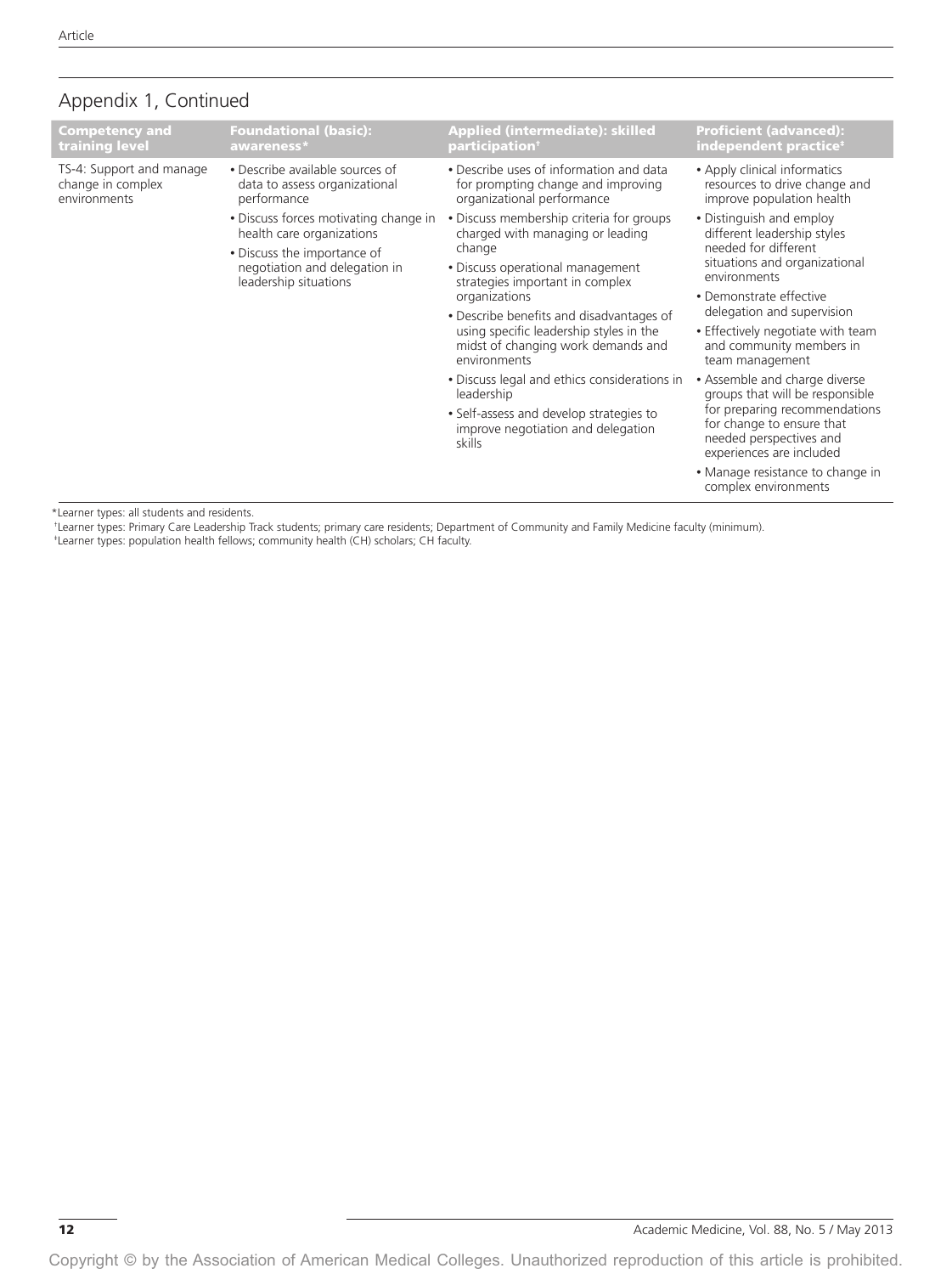## Appendix 1, Continued

| Competency and training level | Foundational (basic): awareness* | Applied (intermediate): skilled participation† | Proficient (advanced): independent practice‡ |
|---|---|---|---|
| TS-4: Support and manage change in complex environments | • Describe available sources of data to assess organizational performance<br>• Discuss forces motivating change in health care organizations<br>• Discuss the importance of negotiation and delegation in leadership situations | • Describe uses of information and data for prompting change and improving organizational performance<br>• Discuss membership criteria for groups charged with managing or leading change<br>• Discuss operational management strategies important in complex organizations<br>• Describe benefits and disadvantages of using specific leadership styles in the midst of changing work demands and environments<br>• Discuss legal and ethics considerations in leadership<br>• Self-assess and develop strategies to improve negotiation and delegation skills | • Apply clinical informatics resources to drive change and improve population health<br>• Distinguish and employ different leadership styles needed for different situations and organizational environments<br>• Demonstrate effective delegation and supervision<br>• Effectively negotiate with team and community members in team management<br>• Assemble and charge diverse groups that will be responsible for preparing recommendations for change to ensure that needed perspectives and experiences are included<br>• Manage resistance to change in complex environments |

*Learner types: all students and residents.

†Learner types: Primary Care Leadership Track students; primary care residents; Department of Community and Family Medicine faculty (minimum).

‡Learner types: population health fellows; community health (CH) scholars; CH faculty.